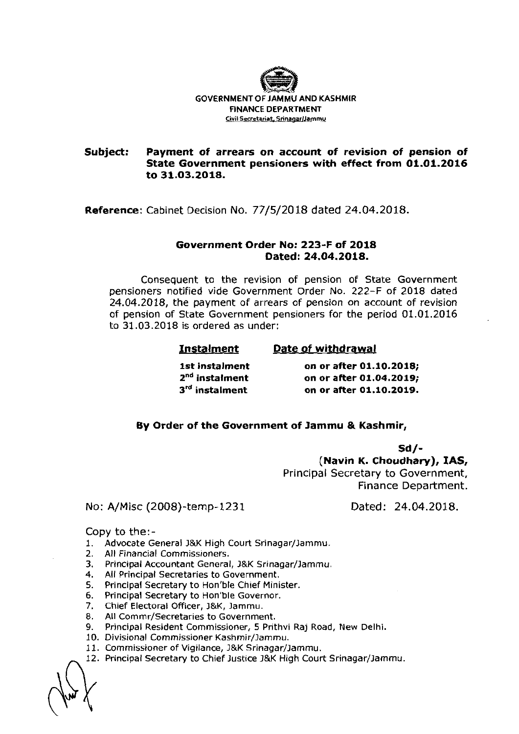GOVERNMENT OF JAMMU AND KASHMIR
FINANCE DEPARTMENT
Civil Secretariat, Srinagar/Jammu

**Subject: Payment of arrears on account of revision of pension of State Government pensioners with effect from 01.01.2016 to 31.03.2018.**

**Reference**: Cabinet Decision No. 77/5/2018 dated 24.04.2018.

**Government Order No: 223-F of 2018**
**Dated: 24.04.2018.**

Consequent to the revision of pension of State Government pensioners notified vide Government Order No. 222-F of 2018 dated 24.04.2018, the payment of arrears of pension on account of revision of pension of State Government pensioners for the period 01.01.2016 to 31.03.2018 is ordered as under:

| Instalment | Date of withdrawal |
|---|---|
| **1st instalment** | **on or after 01.10.2018;** |
| **2nd instalment** | **on or after 01.04.2019;** |
| **3rd instalment** | **on or after 01.10.2019.** |

**By Order of the Government of Jammu & Kashmir,**

**Sd/-**
**(Navin K. Choudhary), IAS,**
Principal Secretary to Government,
Finance Department.

No: A/Misc (2008)-temp-1231 Dated: 24.04.2018.

Copy to the:-

1. Advocate General J&K High Court Srinagar/Jammu.
2. All Financial Commissioners.
3. Principal Accountant General, J&K Srinagar/Jammu.
4. All Principal Secretaries to Government.
5. Principal Secretary to Hon'ble Chief Minister.
6. Principal Secretary to Hon'ble Governor.
7. Chief Electoral Officer, J&K, Jammu.
8. All Commr/Secretaries to Government.
9. Principal Resident Commissioner, 5 Prithvi Raj Road, New Delhi.
10. Divisional Commissioner Kashmir/Jammu.
11. Commissioner of Vigilance, J&K Srinagar/Jammu.
12. Principal Secretary to Chief Justice J&K High Court Srinagar/Jammu.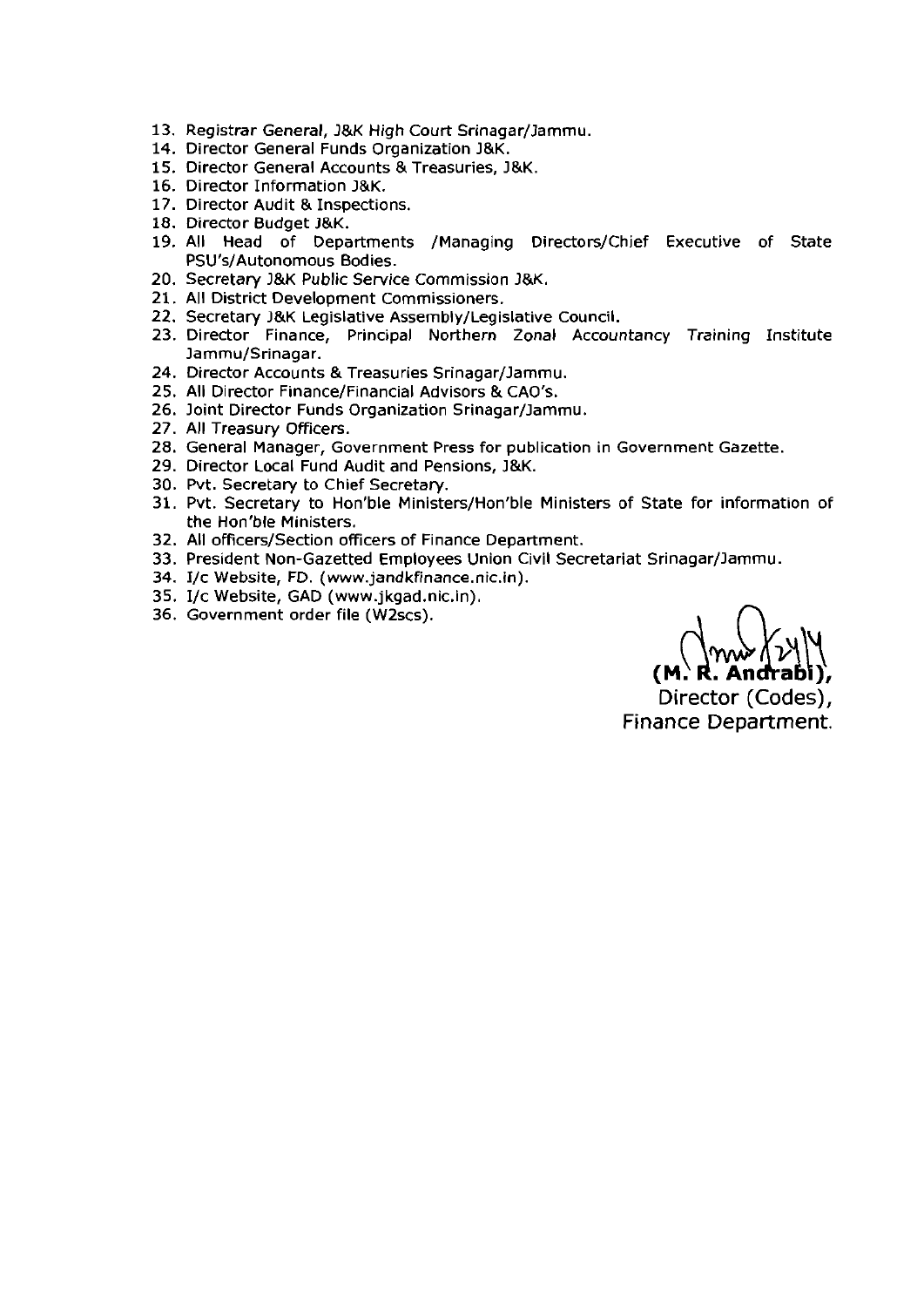13. Registrar General, J&K High Court Srinagar/Jammu.
14. Director General Funds Organization J&K.
15. Director General Accounts & Treasuries, J&K.
16. Director Information J&K.
17. Director Audit & Inspections.
18. Director Budget J&K.
19. All Head of Departments /Managing Directors/Chief Executive of State PSU's/Autonomous Bodies.
20. Secretary J&K Public Service Commission J&K.
21. All District Development Commissioners.
22. Secretary J&K Legislative Assembly/Legislative Council.
23. Director Finance, Principal Northern Zonal Accountancy Training Institute Jammu/Srinagar.
24. Director Accounts & Treasuries Srinagar/Jammu.
25. All Director Finance/Financial Advisors & CAO's.
26. Joint Director Funds Organization Srinagar/Jammu.
27. All Treasury Officers.
28. General Manager, Government Press for publication in Government Gazette.
29. Director Local Fund Audit and Pensions, J&K.
30. Pvt. Secretary to Chief Secretary.
31. Pvt. Secretary to Hon'ble Ministers/Hon'ble Ministers of State for information of the Hon'ble Ministers.
32. All officers/Section officers of Finance Department.
33. President Non-Gazetted Employees Union Civil Secretariat Srinagar/Jammu.
34. I/c Website, FD. (www.jandkfinance.nic.in).
35. I/c Website, GAD (www.jkgad.nic.in).
36. Government order file (W2scs).

**(M. R. Andrabi),**
Director (Codes),
Finance Department.